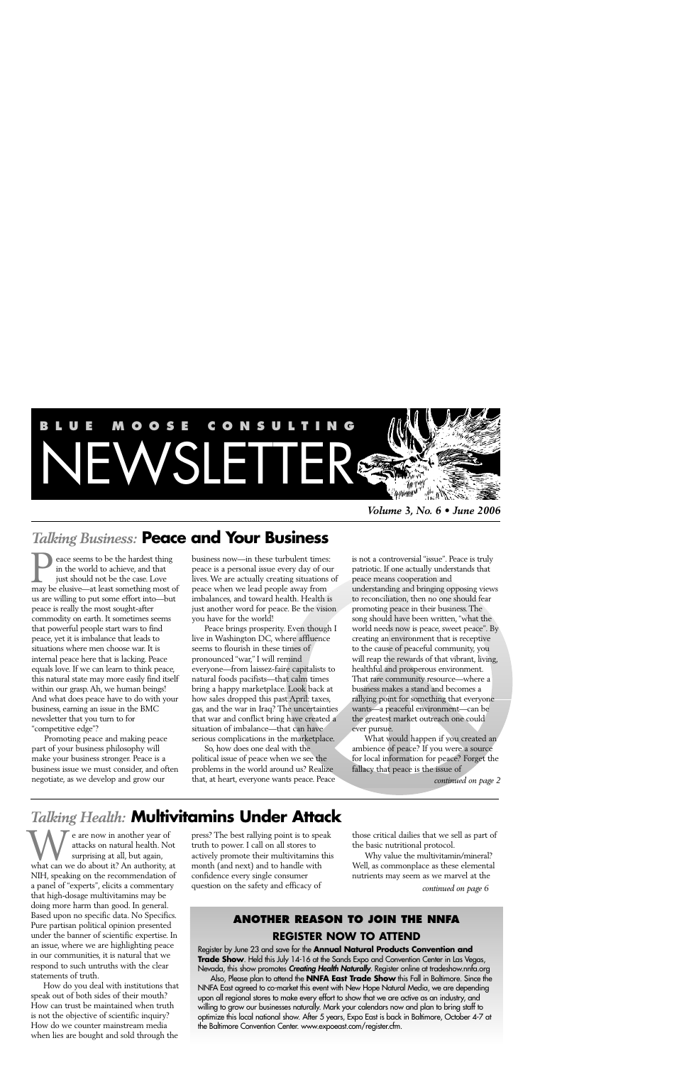# BLUE MOOSE CONSULTING NEWSLETTER

***Volume 3, No. 6 • June 2006***

## *Talking Business:* Peace and Your Business

Peace seems to be the hardest thing in the world to achieve, and that just should not be the case. Love may be elusive—at least something most of us are willing to put some effort into—but peace is really the most sought-after commodity on earth. It sometimes seems that powerful people start wars to find peace, yet it is imbalance that leads to situations where men choose war. It is internal peace here that is lacking. Peace equals love. If we can learn to think peace, this natural state may more easily find itself within our grasp. Ah, we human beings! And what does peace have to do with your business, earning an issue in the BMC newsletter that you turn to for "competitive edge"?

Promoting peace and making peace part of your business philosophy will make your business stronger. Peace is a business issue we must consider, and often negotiate, as we develop and grow our business now—in these turbulent times: peace is a personal issue every day of our lives. We are actually creating situations of peace when we lead people away from imbalances, and toward health. Health is just another word for peace. Be the vision you have for the world!

Peace brings prosperity. Even though I live in Washington DC, where affluence seems to flourish in these times of pronounced "war," I will remind everyone—from laissez-faire capitalists to natural foods pacifists—that calm times bring a happy marketplace. Look back at how sales dropped this past April: taxes, gas, and the war in Iraq? The uncertainties that war and conflict bring have created a situation of imbalance—that can have serious complications in the marketplace.

So, how does one deal with the political issue of peace when we see the problems in the world around us? Realize that, at heart, everyone wants peace. Peace is not a controversial "issue". Peace is truly patriotic. If one actually understands that peace means cooperation and understanding and bringing opposing views to reconciliation, then no one should fear promoting peace in their business. The song should have been written, "what the world needs now is peace, sweet peace". By creating an environment that is receptive to the cause of peaceful community, you will reap the rewards of that vibrant, living, healthful and prosperous environment. That rare community resource—where a business makes a stand and becomes a rallying point for something that everyone wants—a peaceful environment—can be the greatest market outreach one could ever pursue.

What would happen if you created an ambience of peace? If you were a source for local information for peace? Forget the fallacy that peace is the issue of

*continued on page 2*

## *Talking Health:* Multivitamins Under Attack

We are now in another year of attacks on natural health. Not surprising at all, but again, what can we do about it? An authority, at NIH, speaking on the recommendation of a panel of "experts", elicits a commentary that high-dosage multivitamins may be doing more harm than good. In general. Based upon no specific data. No Specifics. Pure partisan political opinion presented under the banner of scientific expertise. In an issue, where we are highlighting peace in our communities, it is natural that we respond to such untruths with the clear statements of truth.

How do you deal with institutions that speak out of both sides of their mouth? How can trust be maintained when truth is not the objective of scientific inquiry? How do we counter mainstream media when lies are bought and sold through the press? The best rallying point is to speak truth to power. I call on all stores to actively promote their multivitamins this month (and next) and to handle with confidence every single consumer question on the safety and efficacy of those critical dailies that we sell as part of the basic nutritional protocol.

Why value the multivitamin/mineral? Well, as commonplace as these elemental nutrients may seem as we marvel at the

*continued on page 6*

### ANOTHER REASON TO JOIN THE NNFA

### REGISTER NOW TO ATTEND

Register by June 23 and save for the **Annual Natural Products Convention and Trade Show**. Held this July 14-16 at the Sands Expo and Convention Center in Las Vegas, Nevada, this show promotes ***Creating Health Naturally***. Register online at tradeshow.nnfa.org

Also, Please plan to attend the **NNFA East Trade Show** this Fall in Baltimore. Since the NNFA East agreed to co-market this event with New Hope Natural Media, we are depending upon all regional stores to make every effort to show that we are active as an industry, and willing to grow our businesses naturally. Mark your calendars now and plan to bring staff to optimize this local national show. After 5 years, Expo East is back in Baltimore, October 4-7 at the Baltimore Convention Center. www.expoeast.com/register.cfm.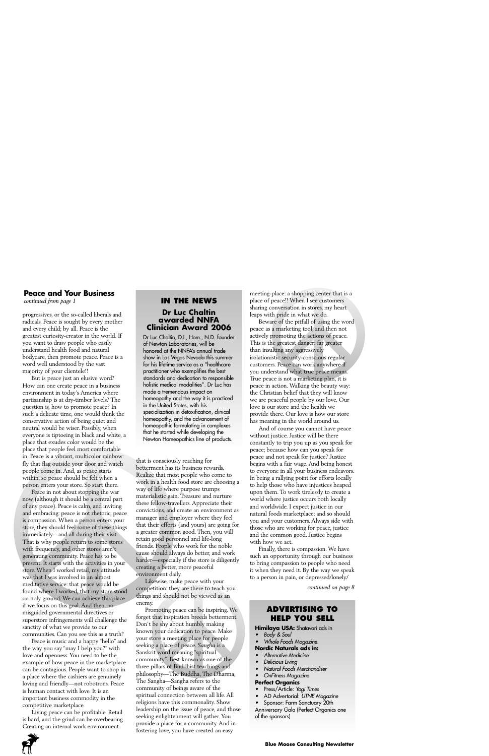## Peace and Your Business

*continued from page 1*

progressives, or the so-called liberals and radicals. Peace is sought by every mother and every child; by all. Peace is the greatest curiosity-creator in the world. If you want to draw people who easily understand health food and natural bodycare, then promote peace. Peace is a word well understood by the vast majority of your clientele!!

But is peace just an elusive word? How can one create peace in a business environment in today's America where partisanship is at dry-timber levels? The question is, how to promote peace? In such a delicate time, one would think the conservative action of being quiet and neutral would be wiser. Possibly, when everyone is tiptoeing in black and white, a place that exudes color would be the place that people feel most comfortable in. Peace is a vibrant, multicolor rainbow: fly that flag outside your door and watch people come in. And, as peace starts within, so peace should be felt when a person enters your store. So start there.

Peace in not about stopping the war now (although it should be a central part of any peace). Peace is calm, and inviting and embracing: peace is not rhetoric, peace is compassion. When a person enters your store, they should feel some of these things immediately—and all during their visit. That is why people return to some stores with frequency, and other stores aren't generating community. Peace has to be present. It starts with the activities in your store. When I worked retail, my attitude was that I was involved in an almost meditative service: that peace would be found where I worked, that my store stood on holy ground. We can achieve this place if we focus on this goal. And then, no misguided governmental directives or superstore infringements will challenge the sanctity of what we provide to our communities. Can you see this as a truth?

Peace is music and a happy "hello" and the way you say "may I help you?" with love and openness. You need to be the example of how peace in the marketplace can be contagious. People want to shop in a place where the cashiers are genuinely loving and friendly—not robotrons. Peace is human contact with love. It is an important business commodity in the competitive marketplace.

Living peace can be profitable. Retail is hard, and the grind can be overbearing. Creating an internal work environment that is consciously reaching for betterment has its business rewards. Realize that most people who come to work in a health food store are choosing a way of life where purpose trumps materialistic gain. Treasure and nurture these fellow-travellers. Appreciate their convictions, and create an environment as manager and employer where they feel that their efforts (and yours) are going for a greater common good. Then, you will retain good personnel and life-long friends. People who work for the noble cause should always do better, and work harder—especially if the store is diligently creating a better, more peaceful environment daily.

Likewise, make peace with your competition: they are there to teach you things and should not be viewed as an enemy.

Promoting peace can be inspiring. We forget that inspiration breeds betterment. Don't be shy about humbly making known your dedication to peace. Make your store a meeting place for people seeking a place of peace. *Sangha* is a Sanskrit word meaning "spiritual community". Best known as one of the three pillars of Buddhist teachings and philosophy—The Buddha, The Dharma, The Sangha—Sangha refers to the community of beings aware of the spiritual connection between all life. All religions have this commonality. Show leadership on the issue of peace, and those seeking enlightenment will gather. You provide a place for a community. And in fostering love, you have created an easy meeting-place: a shopping center that is a place of peace!! When I see customers sharing conversation in stores, my heart leaps with pride in what we do.

Beware of the pitfall of using the word peace as a marketing tool, and then not actively promoting the actions of peace. This is the greatest danger: far greater than insulting any aggressively isolationistic security-conscious regular customers. Peace can work anywhere if you understand what true peace means. True peace is not a marketing plan, it is peace in action. Walking the beauty way: the Christian belief that they will know we are peaceful people by our love. Our love is our store and the health we provide there. Our love is how our store has meaning in the world around us.

And of course you cannot have peace without justice. Justice will be there constantly to trip you up as you speak for peace; because how can you speak for peace and not speak for justice? Justice begins with a fair wage. And being honest to everyone in all your business endeavors. In being a rallying point for efforts locally to help those who have injustices heaped upon them. To work tirelessly to create a world where justice occurs both locally and worldwide. I expect justice in our natural foods marketplace: and so should you and your customers. Always side with those who are working for peace, justice and the common good. Justice begins with how we act.

Finally, there is compassion. We have such an opportunity through our business to bring compassion to people who need it when they need it. By the way we speak to a person in pain, or depressed/lonely/

*continued on page 8*

## IN THE NEWS

### Dr Luc Chaltin awarded NNFA Clinician Award 2006

Dr Luc Chaltin, D.I., Hom., N.D. founder of Newton Laboratories, will be honored at the NNFA's annual trade show in Las Vegas Nevada this summer for his lifetime service as a "healthcare practitioner who exemplifies the best standards and dedication to responsible holistic medical modalities". Dr Luc has made a tremendous impact on homeopathy and the way it is practiced in the United States, with his specialization in detoxification, clinical homeopathy, and the advancement of homeopathic formulating in complexes that he started while developing the Newton Homeopathics line of products.

## ADVERTISING TO HELP YOU SELL

**Himilaya USA:** Shatavari ads in

- *Body & Soul*
- *Whole Foods Magazine.*

**Nordic Naturals ads in:**

- *Alternative Medicine*
- *Delicious Living*
- *Natural Foods Merchandiser*
- *OnFitness Magazine*

**Perfect Organics**

- Press/Article: *Yogi Times*
- AD Advertorial: *UTNE Magazine*
- Sponsor: Farm Sanctuary 20th Anniversary Gala (Perfect Organics one of the sponsors)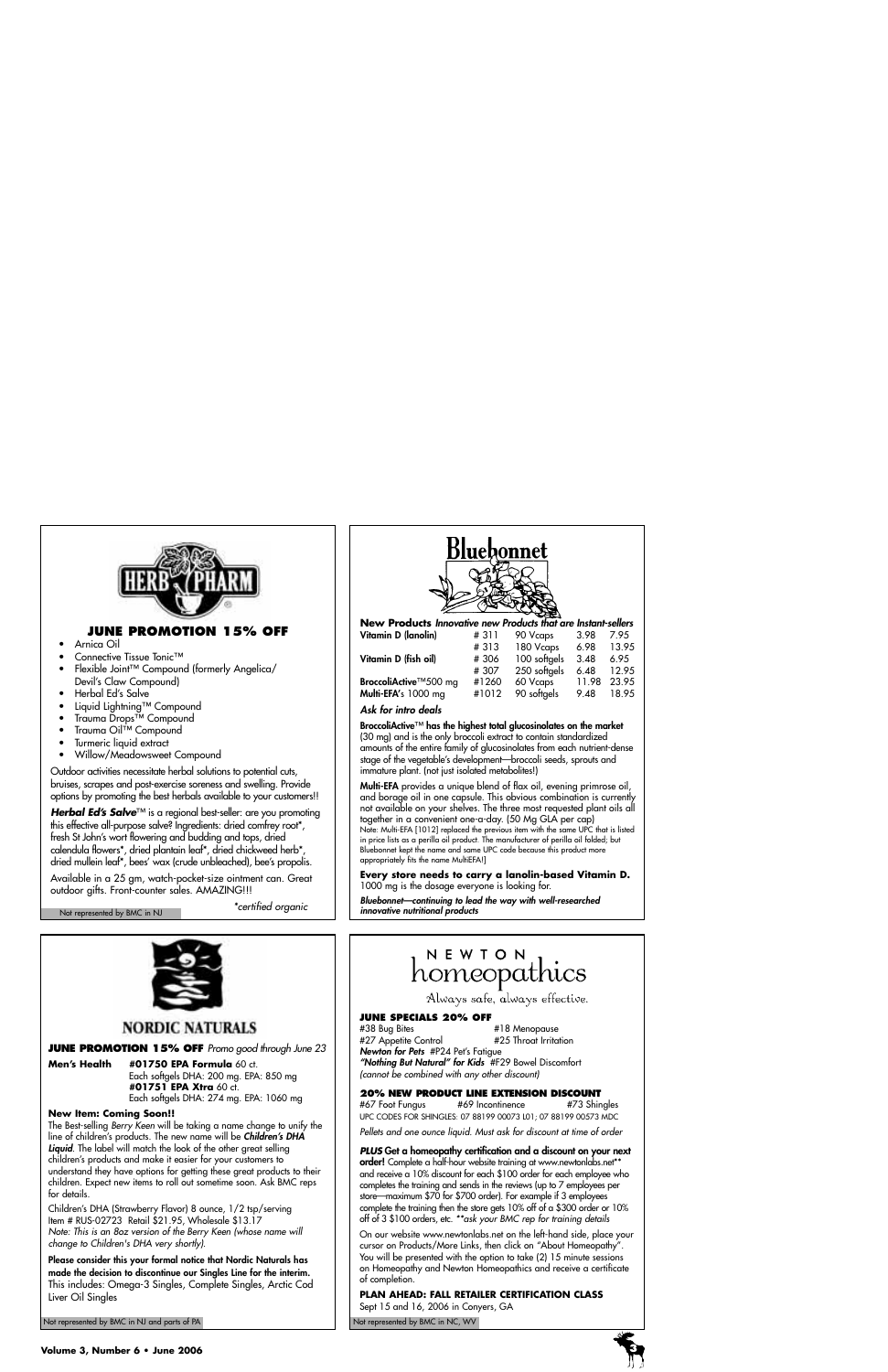## HERB PHARM

### JUNE PROMOTION 15% OFF

- Arnica Oil
- Connective Tissue Tonic™
- Flexible Joint™ Compound (formerly Angelica/ Devil's Claw Compound)
- Herbal Ed's Salve
- Liquid Lightning™ Compound
- Trauma Drops™ Compound
- Trauma Oil™ Compound
- Turmeric liquid extract
- Willow/Meadowsweet Compound

Outdoor activities necessitate herbal solutions to potential cuts, bruises, scrapes and post-exercise soreness and swelling. Provide options by promoting the best herbals available to your customers!!

***Herbal Ed's Salve***™ is a regional best-seller: are you promoting this effective all-purpose salve? Ingredients: dried comfrey root*, fresh St John's wort flowering and budding and tops, dried calendula flowers*, dried plantain leaf*, dried chickweed herb*, dried mullein leaf*, bees' wax (crude unbleached), bee's propolis.

Available in a 25 gm, watch-pocket-size ointment can. Great outdoor gifts. Front-counter sales. AMAZING!!!

*\*certified organic*

Not represented by BMC in NJ

## Bluebonnet

**New Products** ***Innovative new Products that are Instant-sellers***

| | | | | |
|---|---|---|---|---|
| **Vitamin D (lanolin)** | # 311 | 90 Vcaps | 3.98 | 7.95 |
| | # 313 | 180 Vcaps | 6.98 | 13.95 |
| **Vitamin D (fish oil)** | # 306 | 100 softgels | 3.48 | 6.95 |
| | # 307 | 250 softgels | 6.48 | 12.95 |
| **BroccoliActive**™500 mg | #1260 | 60 Vcaps | 11.98 | 23.95 |
| **Multi-EFA**'s 1000 mg | #1012 | 90 softgels | 9.48 | 18.95 |

***Ask for intro deals***

**BroccoliActive**™ **has the highest total glucosinolates on the market** (30 mg) and is the only broccoli extract to contain standardized amounts of the entire family of glucosinolates from each nutrient-dense stage of the vegetable's development—broccoli seeds, sprouts and immature plant. (not just isolated metabolites!)

**Multi-EFA** provides a unique blend of flax oil, evening primrose oil, and borage oil in one capsule. This obvious combination is currently not available on your shelves. The three most requested plant oils all together in a convenient one-a-day. (50 Mg GLA per cap)

Note: Multi-EFA [1012] replaced the previous item with the same UPC that is listed in price lists as a perilla oil product. The manufacturer of perilla oil folded; but Bluebonnet kept the name and same UPC code because this product more appropriately fits the name MultiEFA!)

**Every store needs to carry a lanolin-based Vitamin D.** 1000 mg is the dosage everyone is looking for.

***Bluebonnet—continuing to lead the way with well-researched innovative nutritional products***

## NORDIC NATURALS

**JUNE PROMOTION 15% OFF** *Promo good through June 23*

**Men's Health** **#01750 EPA Formula** 60 ct.
Each softgels DHA: 200 mg. EPA: 850 mg
**#01751 EPA Xtra** 60 ct.
Each softgels DHA: 274 mg. EPA: 1060 mg

**New Item: Coming Soon!!**

The Best-selling *Berry Keen* will be taking a name change to unify the line of children's products. The new name will be ***Children's DHA Liquid***. The label will match the look of the other great selling children's products and make it easier for your customers to understand they have options for getting these great products to their children. Expect new items to roll out sometime soon. Ask BMC reps for details.

Children's DHA (Strawberry Flavor) 8 ounce, 1/2 tsp/serving
Item # RUS-02723 Retail $21.95, Wholesale $13.17
*Note: This is an 8oz version of the Berry Keen (whose name will change to Children's DHA very shortly).*

**Please consider this your formal notice that Nordic Naturals has made the decision to discontinue our Singles Line for the interim.** This includes: Omega-3 Singles, Complete Singles, Arctic Cod Liver Oil Singles

Not represented by BMC in NJ and parts of PA

## NEWTON homeopathics

Always safe, always effective.

**JUNE SPECIALS 20% OFF**

#38 Bug Bites
#18 Menopause
#27 Appetite Control
#25 Throat Irritation
***Newton for Pets*** #P24 Pet's Fatigue
***"Nothing But Natural" for Kids*** #F29 Bowel Discomfort
*(cannot be combined with any other discount)*

**20% NEW PRODUCT LINE EXTENSION DISCOUNT**

#67 Foot Fungus #69 Incontinence #73 Shingles
UPC CODES FOR SHINGLES: 07 88199 00073 L01; 07 88199 00573 MDC

*Pellets and one ounce liquid. Must ask for discount at time of order*

***PLUS*** **Get a homeopathy certification and a discount on your next order!** Complete a half-hour website training at www.newtonlabs.net\*\* and receive a 10% discount for each $100 order for each employee who completes the training and sends in the reviews (up to 7 employees per store—maximum $70 for $700 order). For example if 3 employees complete the training then the store gets 10% off of a $300 order or 10% off of 3 $100 orders, etc. *\*\*ask your BMC rep for training details*

On our website www.newtonlabs.net on the left-hand side, place your cursor on Products/More Links, then click on "About Homeopathy". You will be presented with the option to take (2) 15 minute sessions on Homeopathy and Newton Homeopathics and receive a certificate of completion.

**PLAN AHEAD: FALL RETAILER CERTIFICATION CLASS**
Sept 15 and 16, 2006 in Conyers, GA

Not represented by BMC in NC, WV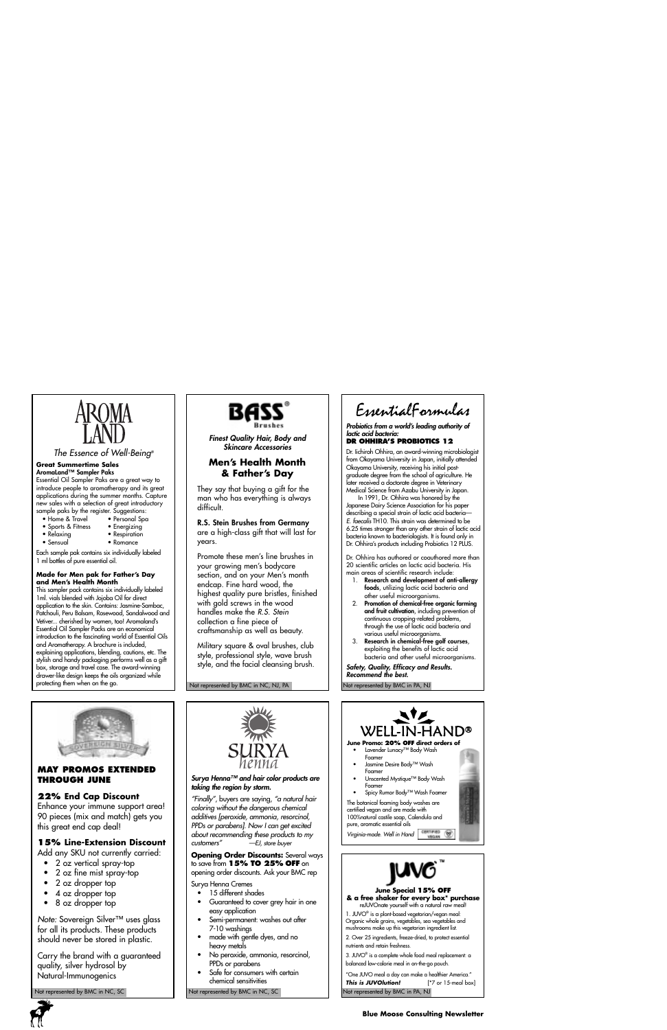# AROMA LAND

*The Essence of Well-Being®*

**Great Summertime Sales**
**AromaLand™ Sampler Paks**

Essential Oil Sampler Paks are a great way to introduce people to aromatherapy and its great applications during the summer months. Capture new sales with a selection of great introductory sample paks by the register. Suggestions:

- Home & Travel
- Personal Spa
- Sports & Fitness
- Energizing
- Relaxing
- Respiration
- Sensual
- Romance

Each sample pak contains six individually labeled 1 ml bottles of pure essential oil.

**Made for Men pak for Father's Day and Men's Health Month**

This sampler pack contains six individually labeled 1ml. vials blended with Jojoba Oil for direct application to the skin. Contains: Jasmine-Sambac, Patchouli, Peru Balsam, Rosewood, Sandalwood and Vetiver... cherished by women, too! Aromaland's Essential Oil Sampler Packs are an economical introduction to the fascinating world of Essential Oils and Aromatherapy. A brochure is included, explaining applications, blending, cautions, etc. The stylish and handy packaging performs well as a gift box, storage and travel case. The award-winning drawer-like design keeps the oils organized while protecting them when on the go.

---

# BASS® Brushes

***Finest Quality Hair, Body and Skincare Accessories***

## Men's Health Month & Father's Day

They say that buying a gift for the man who has everything is always difficult.

**R.S. Stein Brushes from Germany** are a high-class gift that will last for years.

Promote these men's line brushes in your growing men's bodycare section, and on your Men's month endcap. Fine hard wood, the highest quality pure bristles, finished with gold screws in the wood handles make the *R.S. Stein* collection a fine piece of craftsmanship as well as beauty.

Military square & oval brushes, club style, professional style, wave brush style, and the facial cleansing brush.

Not represented by BMC in NC, NJ, PA

---

# EssentialFormulas

***Probiotics from a world's leading authority of lactic acid bacteria:***
**DR OHHIRA'S PROBIOTICS 12**

Dr. Iichiroh Ohhira, an award-winning microbiologist from Okayama University in Japan, initially attended Okayama University, receiving his initial post-graduate degree from the school of agriculture. He later received a doctorate degree in Veterinary Medical Science from Azabu University in Japan.

In 1991, Dr. Ohhira was honored by the Japanese Dairy Science Association for his paper describing a special strain of lactic acid bacteria—*E. faecalis* TH10. This strain was determined to be 6.25 times stronger than any other strain of lactic acid bacteria known to bacteriologists. It is found only in Dr. Ohhira's products including Probiotics 12 PLUS.

Dr. Ohhira has authored or coauthored more than 20 scientific articles on lactic acid bacteria. His main areas of scientific research include:

1. **Research and development of anti-allergy foods**, utilizing lactic acid bacteria and other useful microorganisms.
2. **Promotion of chemical-free organic farming and fruit cultivation**, including prevention of continuous cropping-related problems, through the use of lactic acid bacteria and various useful microorganisms.
3. **Research in chemical-free golf courses**, exploiting the benefits of lactic acid bacteria and other useful microorganisms.

***Safety, Quality, Efficacy and Results. Recommend the best.***

Not represented by BMC in PA, NJ

---

# SOVEREIGN SILVER

## MAY PROMOS EXTENDED THROUGH JUNE

### 22% End Cap Discount

Enhance your immune support area! 90 pieces (mix and match) gets you this great end cap deal!

### 15% Line-Extension Discount

Add any SKU not currently carried:

- 2 oz vertical spray-top
- 2 oz fine mist spray-top
- 2 oz dropper top
- 4 oz dropper top
- 8 oz dropper top

*Note:* Sovereign Silver™ uses glass for all its products. These products should never be stored in plastic.

Carry the brand with a guaranteed quality, silver hydrosol by Natural-Immunogenics

Not represented by BMC in NC, SC

---

# SURYA henna

***Surya Henna™ and hair color products are taking the region by storm.***

*"Finally"*, buyers are saying, *"a natural hair coloring without the dangerous chemical additives [peroxide, ammonia, resorcinol, PPDs or parabens]. Now I can get excited about recommending these products to my customers"* —*EJ, store buyer*

**Opening Order Discounts:** Several ways to save from **15% TO 25% OFF** on opening order discounts. Ask your BMC rep

Surya Henna Cremes

- 15 different shades
- Guaranteed to cover grey hair in one easy application
- Semi-permanent: washes out after 7-10 washings
- made with gentle dyes, and no heavy metals
- No peroxide, ammonia, resorcinol, PPDs or parabens
- Safe for consumers with certain chemical sensitivities

Not represented by BMC in NC, SC

---

# WELL-IN-HAND®

**June Promo: 20% OFF direct orders of**

- Lavender Lunacy™ Body Wash Foamer
- Jasmine Desire Body™ Wash Foamer
- Unscented Mystique™ Body Wash Foamer
- Spicy Rumor Body™ Wash Foamer

The botanical foaming body washes are certified vegan and are made with 100%natural castile soap, Calendula and pure, aromatic essential oils

*Virginia-made. Well in Hand*

---

# JUVO™

**June Special 15% OFF & a free shaker for every box\* purchase**

reJUVOnate yourself with a natural raw meal!

1. JUVO® is a plant-based vegetarian/vegan meal: Organic whole grains, vegetables, sea vegetables and mushrooms make up this vegetarian ingredient list.

2. Over 25 ingredients, freeze-dried, to protect essential nutrients and retain freshness.

3. JUVO® is a complete whole food meal replacement: a balanced low-calorie meal in on-the-go pouch.

"One JUVO meal a day can make a healthier America."

***This is JUVOlution!*** [\*7 or 15-meal box]

Not represented by BMC in PA, NJ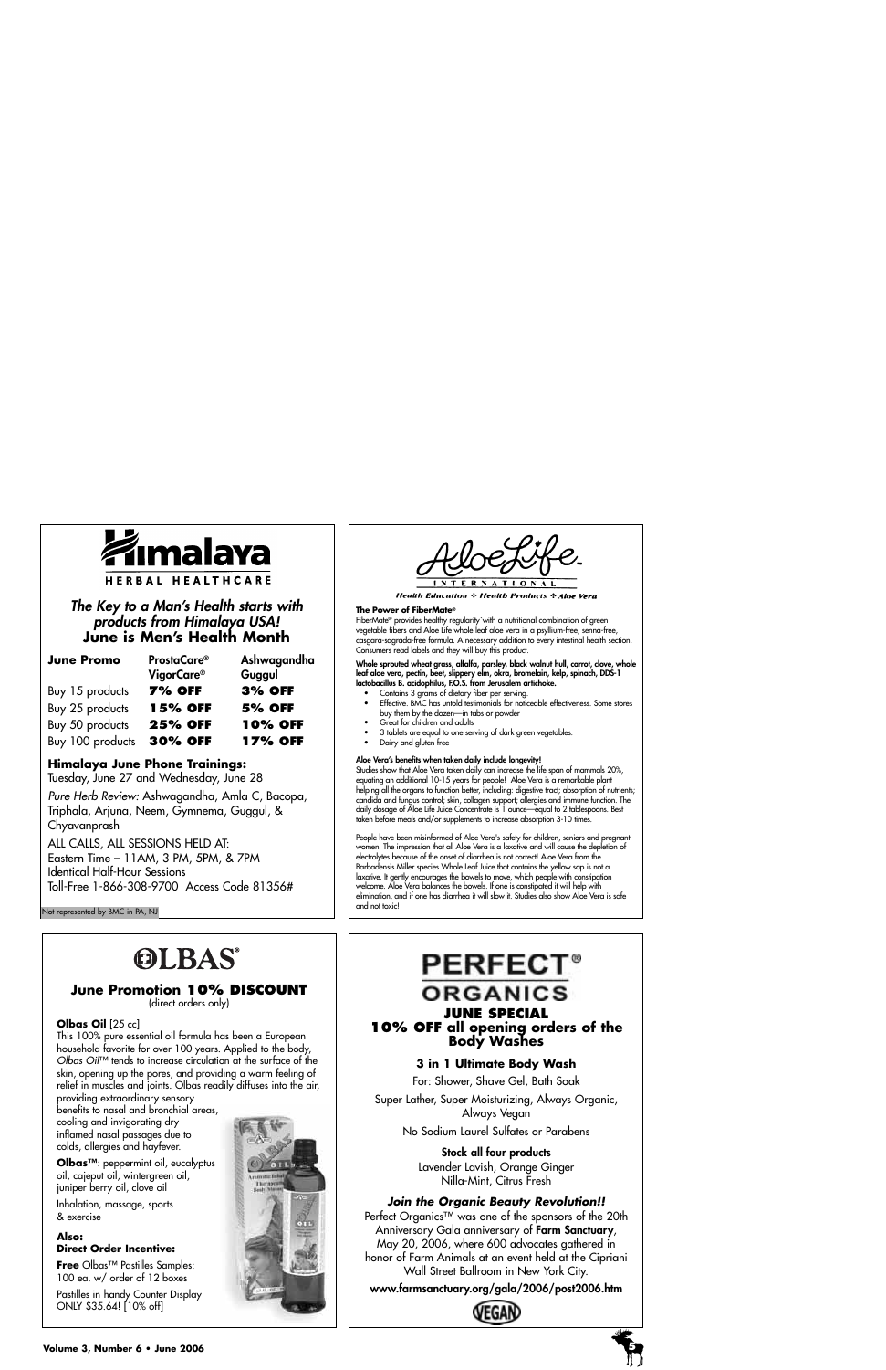# Himalaya

HERBAL HEALTHCARE

### *The Key to a Man's Health starts with products from Himalaya USA!*
### June is Men's Health Month

| June Promo | ProstaCare® VigorCare® | Ashwagandha Guggul |
|---|---|---|
| Buy 15 products | **7% OFF** | **3% OFF** |
| Buy 25 products | **15% OFF** | **5% OFF** |
| Buy 50 products | **25% OFF** | **10% OFF** |
| Buy 100 products | **30% OFF** | **17% OFF** |

**Himalaya June Phone Trainings:**
Tuesday, June 27 and Wednesday, June 28

*Pure Herb Review:* Ashwagandha, Amla C, Bacopa, Triphala, Arjuna, Neem, Gymnema, Guggul, & Chyavanprash

ALL CALLS, ALL SESSIONS HELD AT:
Eastern Time – 11AM, 3 PM, 5PM, & 7PM
Identical Half-Hour Sessions
Toll-Free 1-866-308-9700 Access Code 81356#

Not represented by BMC in PA, NJ

# AloeLife

INTERNATIONAL

*Health Education ✣ Health Products ✣ Aloe Vera*

**The Power of FiberMate®**
FiberMate® provides healthy regularity with a nutritional combination of green vegetable fibers and Aloe Life whole leaf aloe vera in a psyllium-free, senna-free, casgara-sagrada-free formula. A necessary addition to every intestinal health section. Consumers read labels and they will buy this product.

**Whole sprouted wheat grass, alfalfa, parsley, black walnut hull, carrot, clove, whole leaf aloe vera, pectin, beet, slippery elm, okra, bromelain, kelp, spinach, DDS-1 lactobacillus B. acidophilus, F.O.S. from Jerusalem artichoke.**

- Contains 3 grams of dietary fiber per serving.
- Effective. BMC has untold testimonials for noticeable effectiveness. Some stores buy them by the dozen—in tabs or powder
- Great for children and adults
- 3 tablets are equal to one serving of dark green vegetables.
- Dairy and gluten free

**Aloe Vera's benefits when taken daily include longevity!**
Studies show that Aloe Vera taken daily can increase the life span of mammals 20%, equating an additional 10-15 years for people! Aloe Vera is a remarkable plant helping all the organs to function better, including: digestive tract; absorption of nutrients; candida and fungus control; skin, collagen support; allergies and immune function. The daily dosage of Aloe Life Juice Concentrate is 1 ounce—equal to 2 tablespoons. Best taken before meals and/or supplements to increase absorption 3-10 times.

People have been misinformed of Aloe Vera's safety for children, seniors and pregnant women. The impression that all Aloe Vera is a laxative and will cause the depletion of electrolytes because of the onset of diarrhea is not correct! Aloe Vera from the Barbadensis Miller species Whole Leaf Juice that contains the yellow sap is not a laxative. It gently encourages the bowels to move, which people with constipation welcome. Aloe Vera balances the bowels. If one is constipated it will help with elimination, and if one has diarrhea it will slow it. Studies also show Aloe Vera is safe and not toxic!

# OLBAS®

### June Promotion 10% DISCOUNT
(direct orders only)

**Olbas Oil** [25 cc]
This 100% pure essential oil formula has been a European household favorite for over 100 years. Applied to the body, *Olbas Oil*™ tends to increase circulation at the surface of the skin, opening up the pores, and providing a warm feeling of relief in muscles and joints. Olbas readily diffuses into the air, providing extraordinary sensory benefits to nasal and bronchial areas, cooling and invigorating dry inflamed nasal passages due to colds, allergies and hayfever.

**Olbas™**: peppermint oil, eucalyptus oil, cajeput oil, wintergreen oil, juniper berry oil, clove oil

Inhalation, massage, sports & exercise

**Also:**
**Direct Order Incentive:**

**Free** Olbas™ Pastilles Samples: 100 ea. w/ order of 12 boxes

Pastilles in handy Counter Display ONLY $35.64! [10% off]

# PERFECT® ORGANICS

### JUNE SPECIAL
### 10% OFF all opening orders of the Body Washes

**3 in 1 Ultimate Body Wash**

For: Shower, Shave Gel, Bath Soak

Super Lather, Super Moisturizing, Always Organic, Always Vegan

No Sodium Laurel Sulfates or Parabens

**Stock all four products**
Lavender Lavish, Orange Ginger
Nilla-Mint, Citrus Fresh

***Join the Organic Beauty Revolution!!***
Perfect Organics™ was one of the sponsors of the 20th Anniversary Gala anniversary of **Farm Sanctuary**, May 20, 2006, where 600 advocates gathered in honor of Farm Animals at an event held at the Cipriani Wall Street Ballroom in New York City.

**www.farmsanctuary.org/gala/2006/post2006.htm**

VEGAN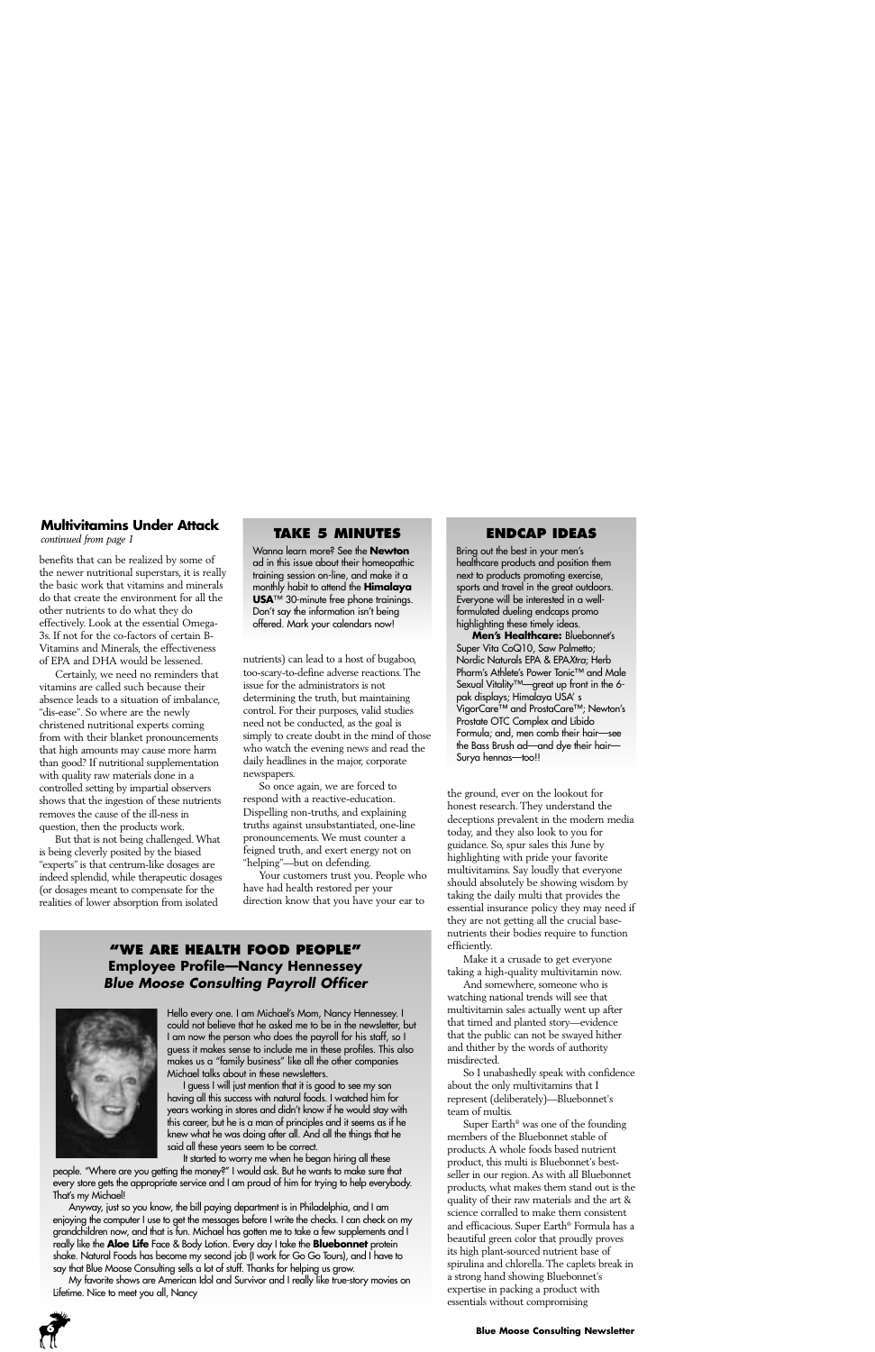## Multivitamins Under Attack

*continued from page 1*

benefits that can be realized by some of the newer nutritional superstars, it is really the basic work that vitamins and minerals do that create the environment for all the other nutrients to do what they do effectively. Look at the essential Omega-3s. If not for the co-factors of certain B-Vitamins and Minerals, the effectiveness of EPA and DHA would be lessened.

Certainly, we need no reminders that vitamins are called such because their absence leads to a situation of imbalance, "dis-ease". So where are the newly christened nutritional experts coming from with their blanket pronouncements that high amounts may cause more harm than good? If nutritional supplementation with quality raw materials done in a controlled setting by impartial observers shows that the ingestion of these nutrients removes the cause of the ill-ness in question, then the products work.

But that is not being challenged. What is being cleverly posited by the biased "experts" is that centrum-like dosages are indeed splendid, while therapeutic dosages (or dosages meant to compensate for the realities of lower absorption from isolated nutrients) can lead to a host of bugaboo, too-scary-to-define adverse reactions. The issue for the administrators is not determining the truth, but maintaining control. For their purposes, valid studies need not be conducted, as the goal is simply to create doubt in the mind of those who watch the evening news and read the daily headlines in the major, corporate newspapers.

So once again, we are forced to respond with a reactive-education. Dispelling non-truths, and explaining truths against unsubstantiated, one-line pronouncements. We must counter a feigned truth, and exert energy not on "helping"—but on defending.

Your customers trust you. People who have had health restored per your direction know that you have your ear to the ground, ever on the lookout for honest research. They understand the deceptions prevalent in the modern media today, and they also look to you for guidance. So, spur sales this June by highlighting with pride your favorite multivitamins. Say loudly that everyone should absolutely be showing wisdom by taking the daily multi that provides the essential insurance policy they may need if they are not getting all the crucial base-nutrients their bodies require to function efficiently.

Make it a crusade to get everyone taking a high-quality multivitamin now.

And somewhere, someone who is watching national trends will see that multivitamin sales actually went up after that timed and planted story—evidence that the public can not be swayed hither and thither by the words of authority misdirected.

So I unabashedly speak with confidence about the only multivitamins that I represent (deliberately)—Bluebonnet's team of multis.

Super Earth® was one of the founding members of the Bluebonnet stable of products. A whole foods based nutrient product, this multi is Bluebonnet's best-seller in our region. As with all Bluebonnet products, what makes them stand out is the quality of their raw materials and the art & science corralled to make them consistent and efficacious. Super Earth® Formula has a beautiful green color that proudly proves its high plant-sourced nutrient base of spirulina and chlorella. The caplets break in a strong hand showing Bluebonnet's expertise in packing a product with essentials without compromising

## TAKE 5 MINUTES

Wanna learn more? See the **Newton** ad in this issue about their homeopathic training session on-line, and make it a monthly habit to attend the **Himalaya USA**™ 30-minute free phone trainings. Don't say the information isn't being offered. Mark your calendars now!

## ENDCAP IDEAS

Bring out the best in your men's healthcare products and position them next to products promoting exercise, sports and travel in the great outdoors. Everyone will be interested in a well-formulated dueling endcaps promo highlighting these timely ideas.

**Men's Healthcare:** Bluebonnet's Super Vita CoQ10, Saw Palmetto; Nordic Naturals EPA & EPA*Xtra*; Herb Pharm's Athlete's Power Tonic™ and Male Sexual Vitality™—great up front in the 6-pak displays; Himalaya USA' s VigorCare™ and ProstaCare™; Newton's Prostate OTC Complex and Libido Formula; and, men comb their hair—see the Bass Brush ad—and dye their hair—Surya hennas—too!!

## "WE ARE HEALTH FOOD PEOPLE"
### Employee Profile—Nancy Hennessey
### *Blue Moose Consulting Payroll Officer*

Hello every one. I am Michael's Mom, Nancy Hennessey. I could not believe that he asked me to be in the newsletter, but I am now the person who does the payroll for his staff, so I guess it makes sense to include me in these profiles. This also makes us a "family business" like all the other companies Michael talks about in these newsletters.

I guess I will just mention that it is good to see my son having all this success with natural foods. I watched him for years working in stores and didn't know if he would stay with this career, but he is a man of principles and it seems as if he knew what he was doing after all. And all the things that he said all these years seem to be correct.

It started to worry me when he began hiring all these people. "Where are you getting the money?" I would ask. But he wants to make sure that every store gets the appropriate service and I am proud of him for trying to help everybody. That's my Michael!

Anyway, just so you know, the bill paying department is in Philadelphia, and I am enjoying the computer I use to get the messages before I write the checks. I can check on my grandchildren now, and that is fun. Michael has gotten me to take a few supplements and I really like the **Aloe Life** Face & Body Lotion. Every day I take the **Bluebonnet** protein shake. Natural Foods has become my second job (I work for Go Go Tours), and I have to say that Blue Moose Consulting sells a lot of stuff. Thanks for helping us grow.

My favorite shows are American Idol and Survivor and I really like true-story movies on Lifetime. Nice to meet you all, Nancy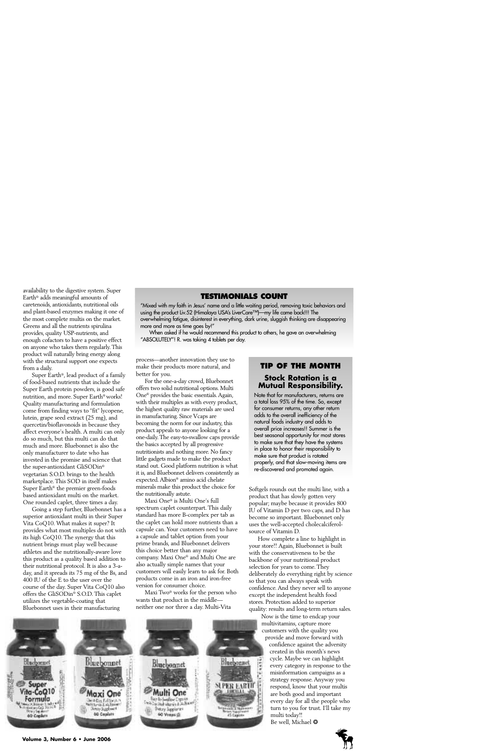availability to the digestive system. Super Earth® adds meaningful amounts of caretenoids, antioxidants, nutritional oils and plant-based enzymes making it one of the most complete multis on the market. Greens and all the nutrients spirulina provides, quality USP-nutrients, and enough cofactors to have a positive effect on anyone who takes them regularly. This product will naturally bring energy along with the structural support one expects from a daily.

Super Earth®, lead product of a family of food-based nutrients that include the Super Earth protein powders, is good safe nutrition, and more. Super Earth® works! Quality manufacturing and formulation come from finding ways to "fit" lycopene, lutein, grape seed extract (25 mg), and quercetin/bioflavonoids in because they affect everyone's health. A multi can only do so much, but this multi can do that much and more. Bluebonnet is also the only manufacturer to date who has invested in the promise and science that the super-antioxidant GliSODin® vegetarian S.O.D. brings to the health marketplace. This SOD in itself makes Super Earth® the premier green-foods based antioxidant multi on the market. One rounded caplet, three times a day.

Going a step further, Bluebonnet has a superior antioxidant multi in their Super Vita CoQ10. What makes it super? It provides what most multiples do not with its high CoQ10. The synergy that this nutrient brings must play well because athletes and the nutritionally-aware love this product as a quality based addition to their nutritional protocol. It is also a 3-a-day, and it spreads its 75 mg of the Bs, and 400 IU of the E to the user over the course of the day. Super Vita CoQ10 also offers the GliSODin® S.O.D. This caplet utilizes the vegetable-coating that Bluebonnet uses in their manufacturing process—another innovation they use to make their products more natural, and better for you.

For the one-a-day crowd, Bluebonnet offers two solid nutritional options. Multi One® provides the basic essentials. Again, the highest quality raw materials are used in manufacturing. Since Vcaps are becoming the norm for our industry, this product appeals to anyone looking for a one-daily. The easy-to-swallow caps provide the basics accepted by all progressive nutritionists and nothing more. No fancy little gadgets made to make the product stand out. Good platform nutrition is what it is, and Bluebonnet delivers consistently as expected. Albion® amino acid chelate minerals make this product the choice for the nutritionally astute.

Maxi One® is Multi One's full spectrum caplet counterpart. This daily standard has more B-complex per tab as the caplet can hold more nutrients than a capsule can. Your customers need to have a capsule and tablet option from your prime brands, and Bluebonnet delivers this choice better than any major company. Maxi One® and Multi One are also actually simple names that your customers will easily learn to ask for. Both products come in an iron and iron-free version for consumer choice.

Maxi Two® works for the person who wants that product in the middle—neither one nor three a day. Multi-Vita Softgels rounds out the multi line, with a product that has slowly gotten very popular; maybe because it provides 800 IU of Vitamin D per two caps, and D has become so important. Bluebonnet only uses the well-accepted cholecalciferol-source of Vitamin D.

How complete a line to highlight in your store!! Again, Bluebonnet is built with the conservativeness to be the backbone of your nutritional product selection for years to come. They deliberately do everything right by science so that you can always speak with confidence. And they never sell to anyone except the independent health food stores. Protection added to superior quality: results and long-term return sales.

Now is the time to endcap your multivitamins, capture more customers with the quality you provide and move forward with confidence against the adversity created in this month's news cycle. Maybe we can highlight every category in response to the misinformation campaigns as a strategy response. Anyway you respond, know that your multis are both good and important every day for all the people who turn to you for trust. I'll take my multi today!!

Be well, Michael

## TESTIMONIALS COUNT

"Mixed with my faith in Jesus' name and a little waiting period, removing toxic behaviors and using the product Liv.52 (Himalaya USA's LiverCare™)—my life came back!!! The overwhelming fatigue, disinterest in everything, dark urine, sluggish thinking are disappearing more and more as time goes by!"

When asked if he would recommend this product to others, he gave an overwhelming "ABSOLUTELY"! R. was taking 4 tablets per day.

## TIP OF THE MONTH

### Stock Rotation is a Mutual Responsibility.

Note that for manufacturers, returns are a total loss 95% of the time. So, except for consumer returns, any other return adds to the overall inefficiency of the natural foods industry and adds to overall price increases!! Summer is the best seasonal opportunity for most stores to make sure that they have the systems in place to honor their responsibility to make sure that product is rotated properly, and that slow-moving items are re-discovered and promoted again.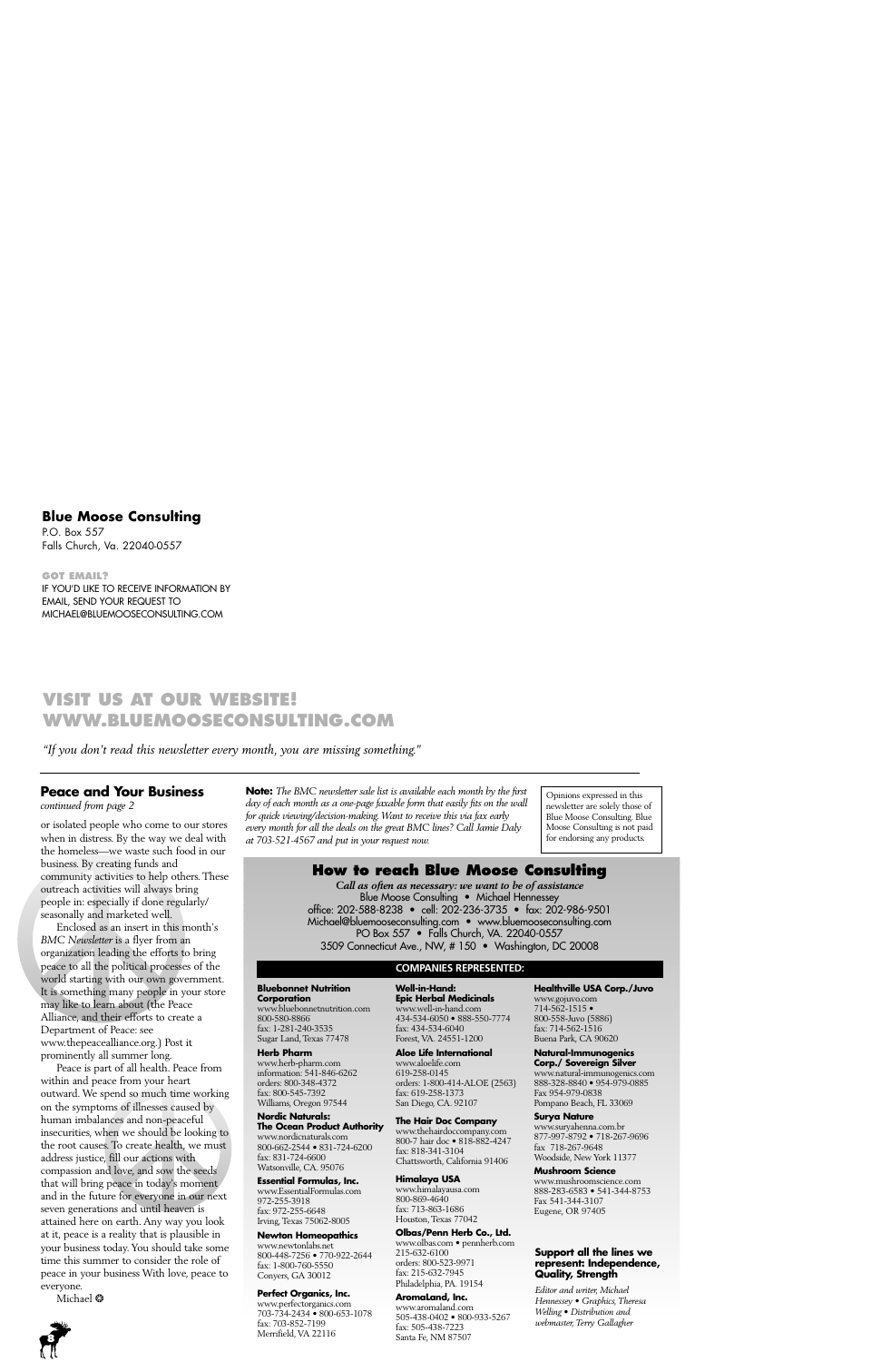**Blue Moose Consulting**
P.O. Box 557
Falls Church, Va. 22040-0557

**GOT EMAIL?**
IF YOU'D LIKE TO RECEIVE INFORMATION BY EMAIL, SEND YOUR REQUEST TO MICHAEL@BLUEMOOSECONSULTING.COM

## VISIT US AT OUR WEBSITE! WWW.BLUEMOOSECONSULTING.COM

*"If you don't read this newsletter every month, you are missing something."*

### Peace and Your Business

*continued from page 2*

or isolated people who come to our stores when in distress. By the way we deal with the homeless—we waste such food in our business. By creating funds and community activities to help others. These outreach activities will always bring people in: especially if done regularly/ seasonally and marketed well.

Enclosed as an insert in this month's *BMC Newsletter* is a flyer from an organization leading the efforts to bring peace to all the political processes of the world starting with our own government. It is something many people in your store may like to learn about (the Peace Alliance, and their efforts to create a Department of Peace: see www.thepeacealliance.org.) Post it prominently all summer long.

Peace is part of all health. Peace from within and peace from your heart outward. We spend so much time working on the symptoms of illnesses caused by human imbalances and non-peaceful insecurities, when we should be looking to the root causes. To create health, we must address justice, fill our actions with compassion and love, and sow the seeds that will bring peace in today's moment and in the future for everyone in our next seven generations and until heaven is attained here on earth. Any way you look at it, peace is a reality that is plausible in your business today. You should take some time this summer to consider the role of peace in your business With love, peace to everyone.

Michael ❂

**Note:** *The BMC newsletter sale list is available each month by the first day of each month as a one-page faxable form that easily fits on the wall for quick viewing/decision-making. Want to receive this via fax early every month for all the deals on the great BMC lines? Call Jamie Daly at 703-521-4567 and put in your request now.*

Opinions expressed in this newsletter are solely those of Blue Moose Consulting. Blue Moose Consulting is not paid for endorsing any products.

## How to reach Blue Moose Consulting

***Call as often as necessary: we want to be of assistance***
Blue Moose Consulting • Michael Hennessey
office: 202-588-8238 • cell: 202-236-3735 • fax: 202-986-9501
Michael@bluemooseconsulting.com • www.bluemooseconsulting.com
PO Box 557 • Falls Church, VA. 22040-0557
3509 Connecticut Ave., NW, # 150 • Washington, DC 20008

### COMPANIES REPRESENTED:

**Bluebonnet Nutrition Corporation**
www.bluebonnetnutrition.com
800-580-8866
fax: 1-281-240-3535
Sugar Land, Texas 77478

**Herb Pharm**
www.herb-pharm.com
information: 541-846-6262
orders: 800-348-4372
fax: 800-545-7392
Williams, Oregon 97544

**Nordic Naturals: The Ocean Product Authority**
www.nordicnaturals.com
800-662-2544 • 831-724-6200
fax: 831-724-6600
Watsonville, CA. 95076

**Essential Formulas, Inc.**
www.EssentialFormulas.com
972-255-3918
fax: 972-255-6648
Irving, Texas 75062-8005

**Newton Homeopathics**
www.newtonlabs.net
800-448-7256 • 770-922-2644
fax: 1-800-760-5550
Conyers, GA 30012

**Perfect Organics, Inc.**
www.perfectorganics.com
703-734-2434 • 800-653-1078
fax: 703-852-7199
Merrifield, VA 22116

**Well-in-Hand: Epic Herbal Medicinals**
www.well-in-hand.com
434-534-6050 • 888-550-7774
fax: 434-534-6040
Forest, VA. 24551-1200

**Aloe Life International**
www.aloelife.com
619-258-0145
orders: 1-800-414-ALOE (2563)
fax: 619-258-1373
San Diego, CA. 92107

**The Hair Doc Company**
www.thehairdoccompany.com
800-7 hair doc • 818-882-4247
fax: 818-341-3104
Chattsworth, California 91406

**Himalaya USA**
www.himalayausa.com
800-869-4640
fax: 713-863-1686
Houston, Texas 77042

**Olbas/Penn Herb Co., Ltd.**
www.olbas.com • pennherb.com
215-632-6100
orders: 800-523-9971
fax: 215-632-7945
Philadelphia, PA. 19154

**AromaLand, Inc.**
www.aromaland.com
505-438-0402 • 800-933-5267
fax: 505-438-7223
Santa Fe, NM 87507

**Healthville USA Corp./Juvo**
www.gojuvo.com
714-562-1515 •
800-558-Juvo (5886)
fax: 714-562-1516
Buena Park, CA 90620

**Natural-Immunogenics Corp./ Sovereign Silver**
www.natural-immunogenics.com
888-328-8840 • 954-979-0885
Fax 954-979-0838
Pompano Beach, FL 33069

**Surya Nature**
www.suryahenna.com.br
877-997-8792 • 718-267-9696
fax 718-267-9648
Woodside, New York 11377

**Mushroom Science**
www.mushroomscience.com
888-283-6583 • 541-344-8753
Fax 541-344-3107
Eugene, OR 97405

**Support all the lines we represent: Independence, Quality, Strength**

*Editor and writer, Michael Hennessey • Graphics, Theresa Welling • Distribution and webmaster, Terry Gallagher*